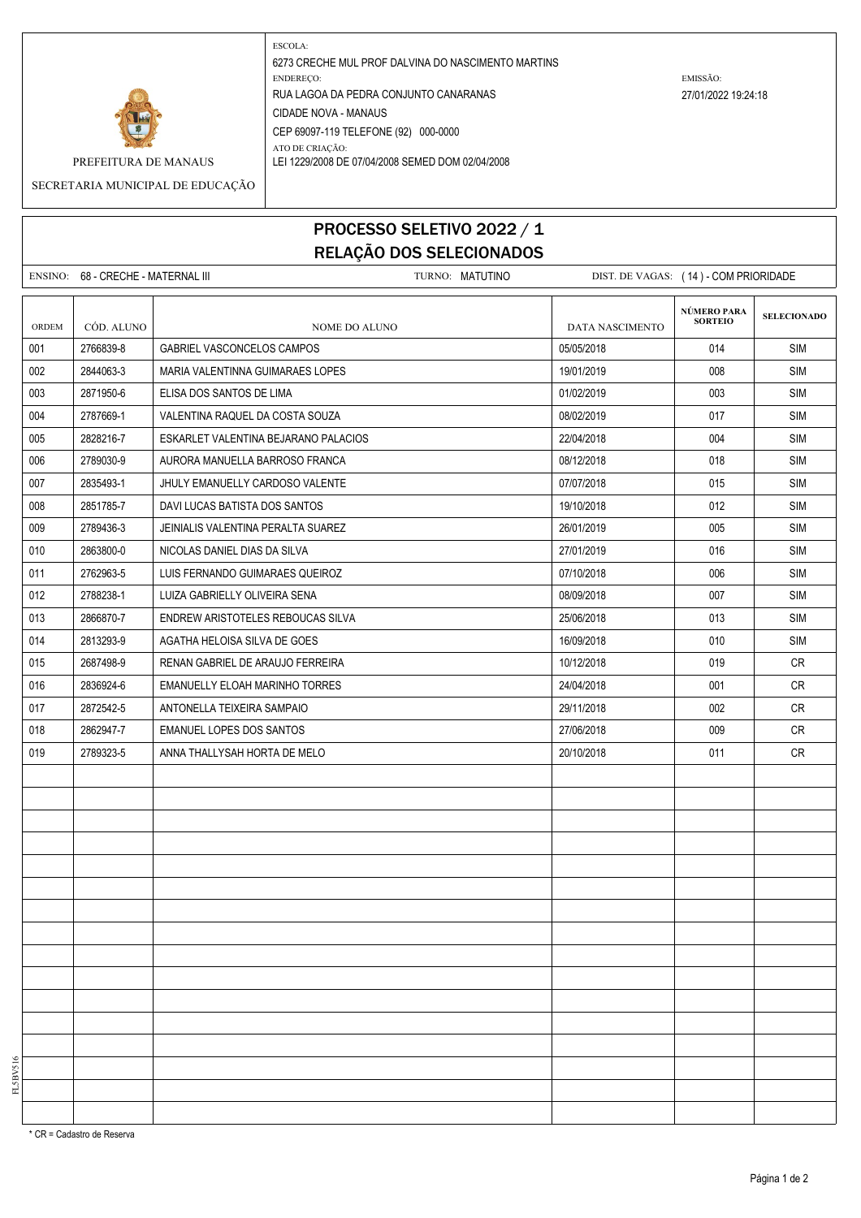PREFEITURA DE MANAUS

SECRETARIA MUNICIPAL DE EDUCAÇÃO

ESCOLA:
6273 CRECHE MUL PROF DALVINA DO NASCIMENTO MARTINS

ENDEREÇO:
RUA LAGOA DA PEDRA CONJUNTO CANARANAS
CIDADE NOVA - MANAUS
CEP 69097-119 TELEFONE (92) 000-0000

ATO DE CRIAÇÃO:
LEI 1229/2008 DE 07/04/2008 SEMED DOM 02/04/2008

EMISSÃO:
27/01/2022 19:24:18

# PROCESSO SELETIVO 2022 / 1
## RELAÇÃO DOS SELECIONADOS

ENSINO: 68 - CRECHE - MATERNAL III TURNO: MATUTINO DIST. DE VAGAS: ( 14 ) - COM PRIORIDADE

| ORDEM | CÓD. ALUNO | NOME DO ALUNO | DATA NASCIMENTO | NÚMERO PARA SORTEIO | SELECIONADO |
|---|---|---|---|---|---|
| 001 | 2766839-8 | GABRIEL VASCONCELOS CAMPOS | 05/05/2018 | 014 | SIM |
| 002 | 2844063-3 | MARIA VALENTINNA GUIMARAES LOPES | 19/01/2019 | 008 | SIM |
| 003 | 2871950-6 | ELISA DOS SANTOS DE LIMA | 01/02/2019 | 003 | SIM |
| 004 | 2787669-1 | VALENTINA RAQUEL DA COSTA SOUZA | 08/02/2019 | 017 | SIM |
| 005 | 2828216-7 | ESKARLET VALENTINA BEJARANO PALACIOS | 22/04/2018 | 004 | SIM |
| 006 | 2789030-9 | AURORA MANUELLA BARROSO FRANCA | 08/12/2018 | 018 | SIM |
| 007 | 2835493-1 | JHULY EMANUELLY CARDOSO VALENTE | 07/07/2018 | 015 | SIM |
| 008 | 2851785-7 | DAVI LUCAS BATISTA DOS SANTOS | 19/10/2018 | 012 | SIM |
| 009 | 2789436-3 | JEINIALIS VALENTINA PERALTA SUAREZ | 26/01/2019 | 005 | SIM |
| 010 | 2863800-0 | NICOLAS DANIEL DIAS DA SILVA | 27/01/2019 | 016 | SIM |
| 011 | 2762963-5 | LUIS FERNANDO GUIMARAES QUEIROZ | 07/10/2018 | 006 | SIM |
| 012 | 2788238-1 | LUIZA GABRIELLY OLIVEIRA SENA | 08/09/2018 | 007 | SIM |
| 013 | 2866870-7 | ENDREW ARISTOTELES REBOUCAS SILVA | 25/06/2018 | 013 | SIM |
| 014 | 2813293-9 | AGATHA HELOISA SILVA DE GOES | 16/09/2018 | 010 | SIM |
| 015 | 2687498-9 | RENAN GABRIEL DE ARAUJO FERREIRA | 10/12/2018 | 019 | CR |
| 016 | 2836924-6 | EMANUELLY ELOAH MARINHO TORRES | 24/04/2018 | 001 | CR |
| 017 | 2872542-5 | ANTONELLA TEIXEIRA SAMPAIO | 29/11/2018 | 002 | CR |
| 018 | 2862947-7 | EMANUEL LOPES DOS SANTOS | 27/06/2018 | 009 | CR |
| 019 | 2789323-5 | ANNA THALLYSAH HORTA DE MELO | 20/10/2018 | 011 | CR |

\* CR = Cadastro de Reserva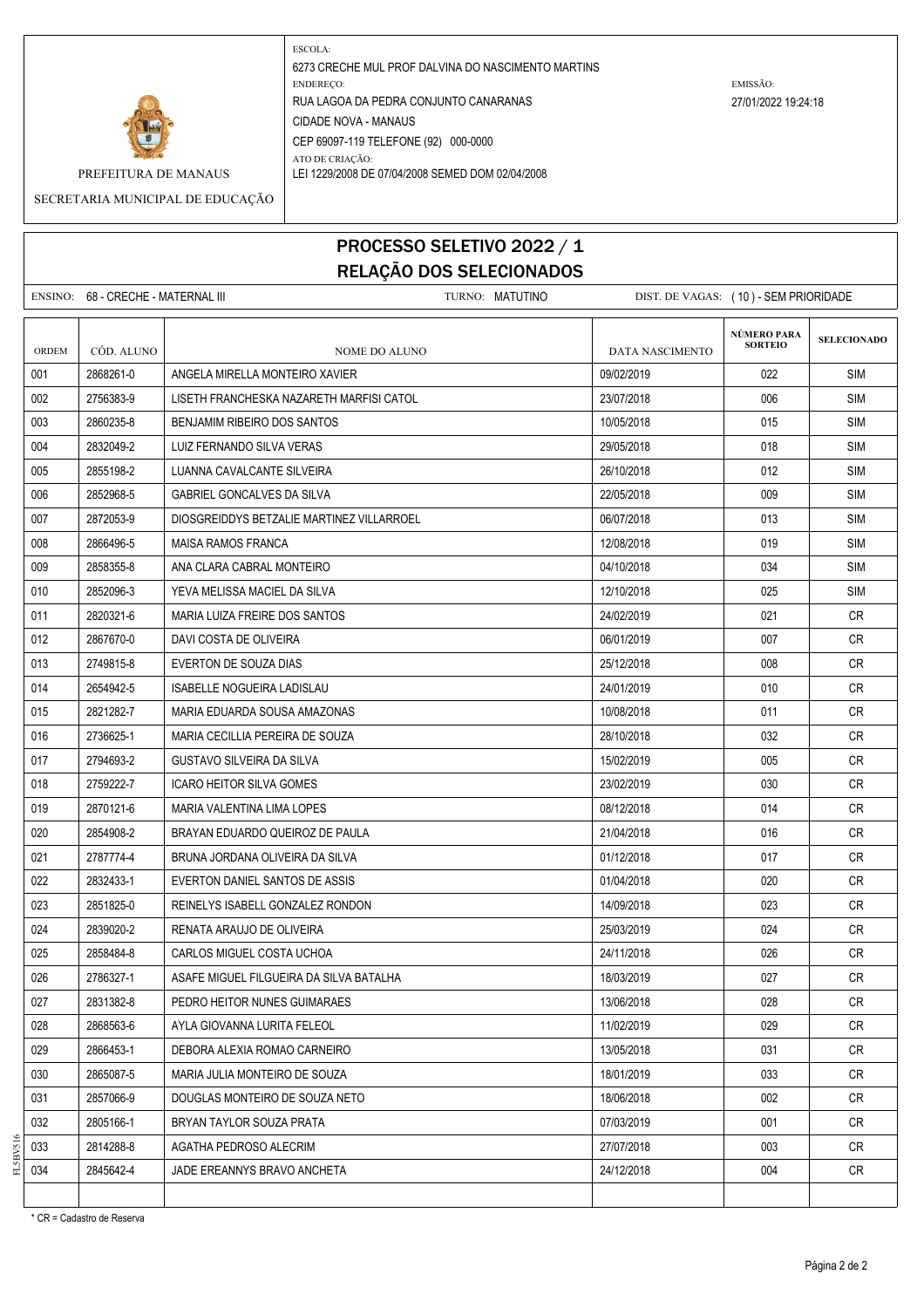PREFEITURA DE MANAUS

SECRETARIA MUNICIPAL DE EDUCAÇÃO

ESCOLA:
6273 CRECHE MUL PROF DALVINA DO NASCIMENTO MARTINS
ENDEREÇO:
RUA LAGOA DA PEDRA CONJUNTO CANARANAS
CIDADE NOVA - MANAUS
CEP 69097-119 TELEFONE (92) 000-0000
ATO DE CRIAÇÃO:
LEI 1229/2008 DE 07/04/2008 SEMED DOM 02/04/2008

EMISSÃO:
27/01/2022 19:24:18

# PROCESSO SELETIVO 2022 / 1
## RELAÇÃO DOS SELECIONADOS

ENSINO: 68 - CRECHE - MATERNAL III TURNO: MATUTINO DIST. DE VAGAS: ( 10 ) - SEM PRIORIDADE

| ORDEM | CÓD. ALUNO | NOME DO ALUNO | DATA NASCIMENTO | NÚMERO PARA SORTEIO | SELECIONADO |
|---|---|---|---|---|---|
| 001 | 2868261-0 | ANGELA MIRELLA MONTEIRO XAVIER | 09/02/2019 | 022 | SIM |
| 002 | 2756383-9 | LISETH FRANCHESKA NAZARETH MARFISI CATOL | 23/07/2018 | 006 | SIM |
| 003 | 2860235-8 | BENJAMIM RIBEIRO DOS SANTOS | 10/05/2018 | 015 | SIM |
| 004 | 2832049-2 | LUIZ FERNANDO SILVA VERAS | 29/05/2018 | 018 | SIM |
| 005 | 2855198-2 | LUANNA CAVALCANTE SILVEIRA | 26/10/2018 | 012 | SIM |
| 006 | 2852968-5 | GABRIEL GONCALVES DA SILVA | 22/05/2018 | 009 | SIM |
| 007 | 2872053-9 | DIOSGREIDDYS BETZALIE MARTINEZ VILLARROEL | 06/07/2018 | 013 | SIM |
| 008 | 2866496-5 | MAISA RAMOS FRANCA | 12/08/2018 | 019 | SIM |
| 009 | 2858355-8 | ANA CLARA CABRAL MONTEIRO | 04/10/2018 | 034 | SIM |
| 010 | 2852096-3 | YEVA MELISSA MACIEL DA SILVA | 12/10/2018 | 025 | SIM |
| 011 | 2820321-6 | MARIA LUIZA FREIRE DOS SANTOS | 24/02/2019 | 021 | CR |
| 012 | 2867670-0 | DAVI COSTA DE OLIVEIRA | 06/01/2019 | 007 | CR |
| 013 | 2749815-8 | EVERTON DE SOUZA DIAS | 25/12/2018 | 008 | CR |
| 014 | 2654942-5 | ISABELLE NOGUEIRA LADISLAU | 24/01/2019 | 010 | CR |
| 015 | 2821282-7 | MARIA EDUARDA SOUSA AMAZONAS | 10/08/2018 | 011 | CR |
| 016 | 2736625-1 | MARIA CECILLIA PEREIRA DE SOUZA | 28/10/2018 | 032 | CR |
| 017 | 2794693-2 | GUSTAVO SILVEIRA DA SILVA | 15/02/2019 | 005 | CR |
| 018 | 2759222-7 | ICARO HEITOR SILVA GOMES | 23/02/2019 | 030 | CR |
| 019 | 2870121-6 | MARIA VALENTINA LIMA LOPES | 08/12/2018 | 014 | CR |
| 020 | 2854908-2 | BRAYAN EDUARDO QUEIROZ DE PAULA | 21/04/2018 | 016 | CR |
| 021 | 2787774-4 | BRUNA JORDANA OLIVEIRA DA SILVA | 01/12/2018 | 017 | CR |
| 022 | 2832433-1 | EVERTON DANIEL SANTOS DE ASSIS | 01/04/2018 | 020 | CR |
| 023 | 2851825-0 | REINELYS ISABELL GONZALEZ RONDON | 14/09/2018 | 023 | CR |
| 024 | 2839020-2 | RENATA ARAUJO DE OLIVEIRA | 25/03/2019 | 024 | CR |
| 025 | 2858484-8 | CARLOS MIGUEL COSTA UCHOA | 24/11/2018 | 026 | CR |
| 026 | 2786327-1 | ASAFE MIGUEL FILGUEIRA DA SILVA BATALHA | 18/03/2019 | 027 | CR |
| 027 | 2831382-8 | PEDRO HEITOR NUNES GUIMARAES | 13/06/2018 | 028 | CR |
| 028 | 2868563-6 | AYLA GIOVANNA LURITA FELEOL | 11/02/2019 | 029 | CR |
| 029 | 2866453-1 | DEBORA ALEXIA ROMAO CARNEIRO | 13/05/2018 | 031 | CR |
| 030 | 2865087-5 | MARIA JULIA MONTEIRO DE SOUZA | 18/01/2019 | 033 | CR |
| 031 | 2857066-9 | DOUGLAS MONTEIRO DE SOUZA NETO | 18/06/2018 | 002 | CR |
| 032 | 2805166-1 | BRYAN TAYLOR SOUZA PRATA | 07/03/2019 | 001 | CR |
| 033 | 2814288-8 | AGATHA PEDROSO ALECRIM | 27/07/2018 | 003 | CR |
| 034 | 2845642-4 | JADE EREANNYS BRAVO ANCHETA | 24/12/2018 | 004 | CR |

\* CR = Cadastro de Reserva